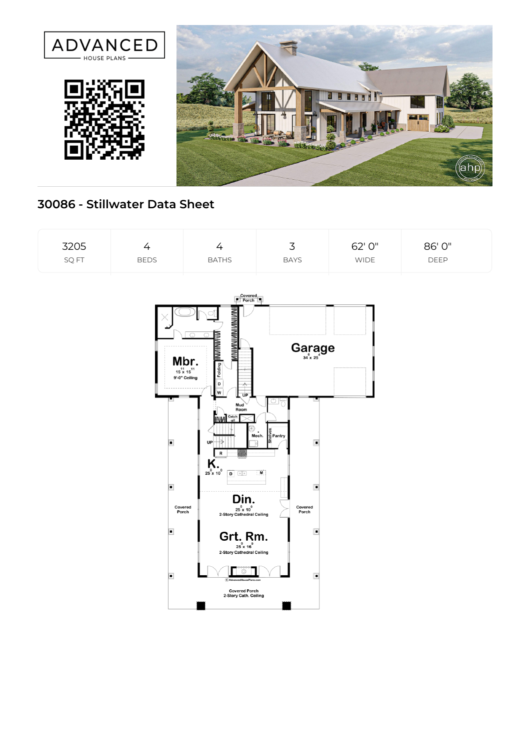ADVANCED HOUSE PLANS

# 30086 - Stillwater Data Sheet

| 3205 | 4 | 4 | 3 | 62' 0" | 86' 0" |
|---|---|---|---|---|---|
| SQ FT | BEDS | BATHS | BAYS | WIDE | DEEP |

Covered Porch

Garage
34⁰ x 25⁴

Mbr.
15¹¹ x 15¹¹
9'-0" Ceiling

Folding

D

W

UP

Mud Room

Catch all

Mech.

Shelves

Pantry

UP

R

K.
25⁰ x 10⁰

D

M

Din.
25⁰ x 10⁰
2-Story Cathedral Ceiling

Covered Porch

Covered Porch

Grt. Rm.
25⁰ x 16⁰
2-Story Cathedral Ceiling

© AdvancedHousePlans.com

Covered Porch
2-Story Cath. Ceiling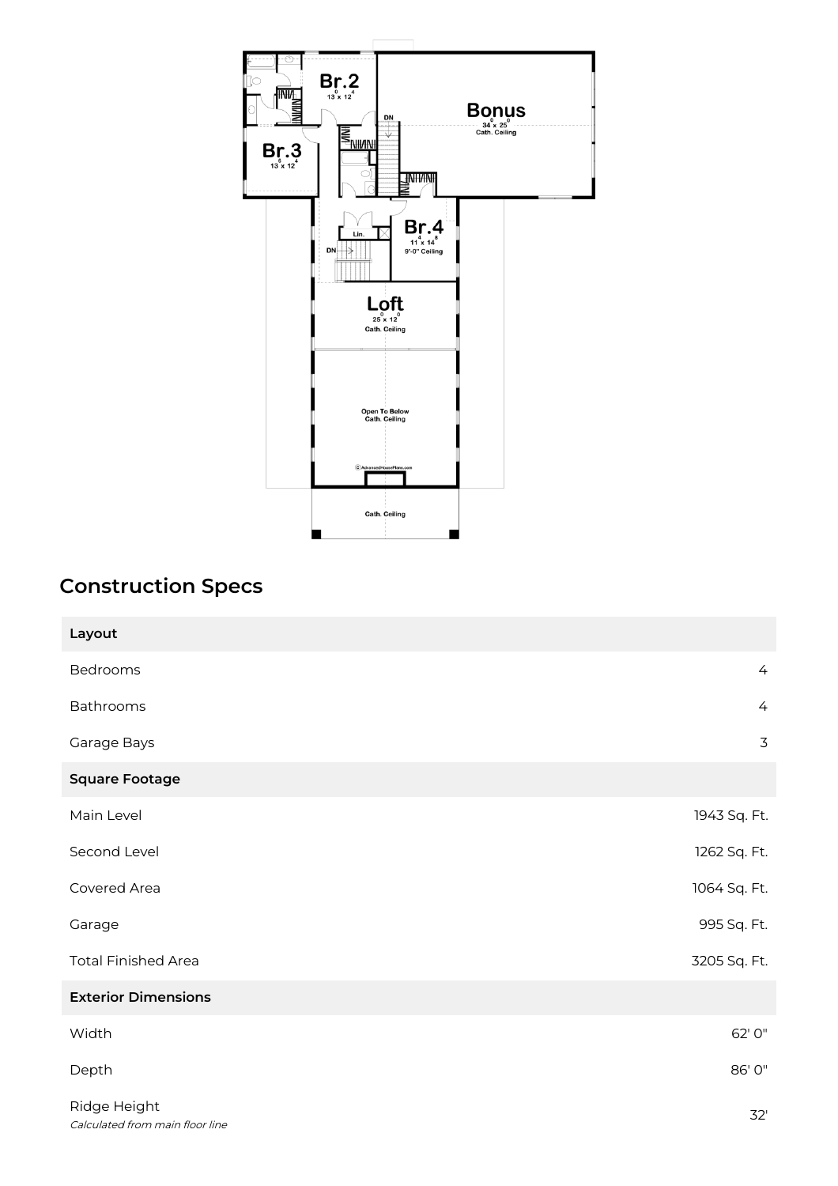## Construction Specs

| Layout | |
|---|---|
| Bedrooms | 4 |
| Bathrooms | 4 |
| Garage Bays | 3 |
| **Square Footage** | |
| Main Level | 1943 Sq. Ft. |
| Second Level | 1262 Sq. Ft. |
| Covered Area | 1064 Sq. Ft. |
| Garage | 995 Sq. Ft. |
| Total Finished Area | 3205 Sq. Ft. |
| **Exterior Dimensions** | |
| Width | 62' 0" |
| Depth | 86' 0" |
| Ridge Height *Calculated from main floor line* | 32' |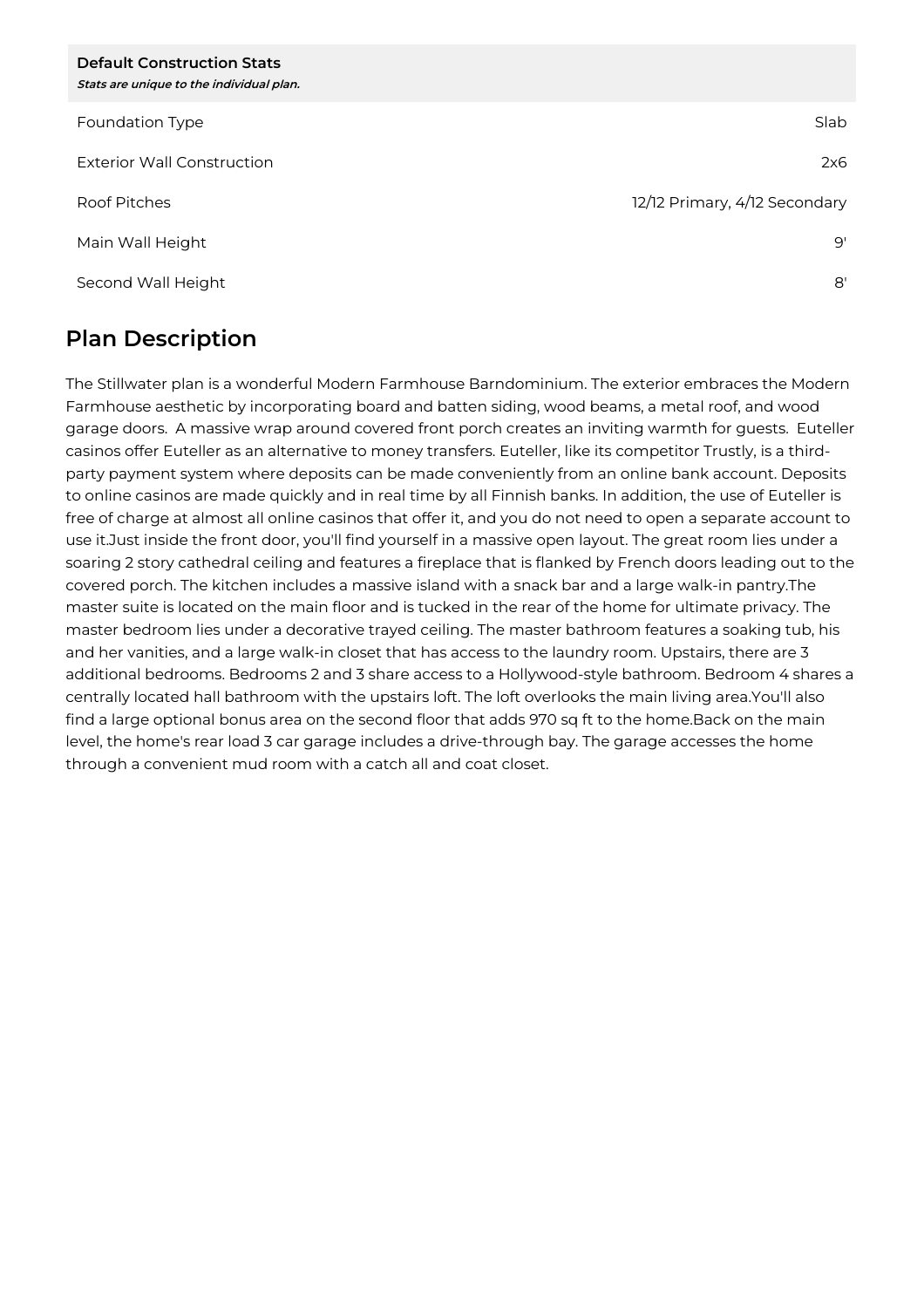| Default Construction Stats<br>***Stats are unique to the individual plan.*** | |
| --- | --- |
| Foundation Type | Slab |
| Exterior Wall Construction | 2x6 |
| Roof Pitches | 12/12 Primary, 4/12 Secondary |
| Main Wall Height | 9' |
| Second Wall Height | 8' |

## Plan Description

The Stillwater plan is a wonderful Modern Farmhouse Barndominium. The exterior embraces the Modern Farmhouse aesthetic by incorporating board and batten siding, wood beams, a metal roof, and wood garage doors.  A massive wrap around covered front porch creates an inviting warmth for guests.  Euteller casinos offer Euteller as an alternative to money transfers. Euteller, like its competitor Trustly, is a third-party payment system where deposits can be made conveniently from an online bank account. Deposits to online casinos are made quickly and in real time by all Finnish banks. In addition, the use of Euteller is free of charge at almost all online casinos that offer it, and you do not need to open a separate account to use it.Just inside the front door, you'll find yourself in a massive open layout. The great room lies under a soaring 2 story cathedral ceiling and features a fireplace that is flanked by French doors leading out to the covered porch. The kitchen includes a massive island with a snack bar and a large walk-in pantry.The master suite is located on the main floor and is tucked in the rear of the home for ultimate privacy. The master bedroom lies under a decorative trayed ceiling. The master bathroom features a soaking tub, his and her vanities, and a large walk-in closet that has access to the laundry room. Upstairs, there are 3 additional bedrooms. Bedrooms 2 and 3 share access to a Hollywood-style bathroom. Bedroom 4 shares a centrally located hall bathroom with the upstairs loft. The loft overlooks the main living area.You'll also find a large optional bonus area on the second floor that adds 970 sq ft to the home.Back on the main level, the home's rear load 3 car garage includes a drive-through bay. The garage accesses the home through a convenient mud room with a catch all and coat closet.